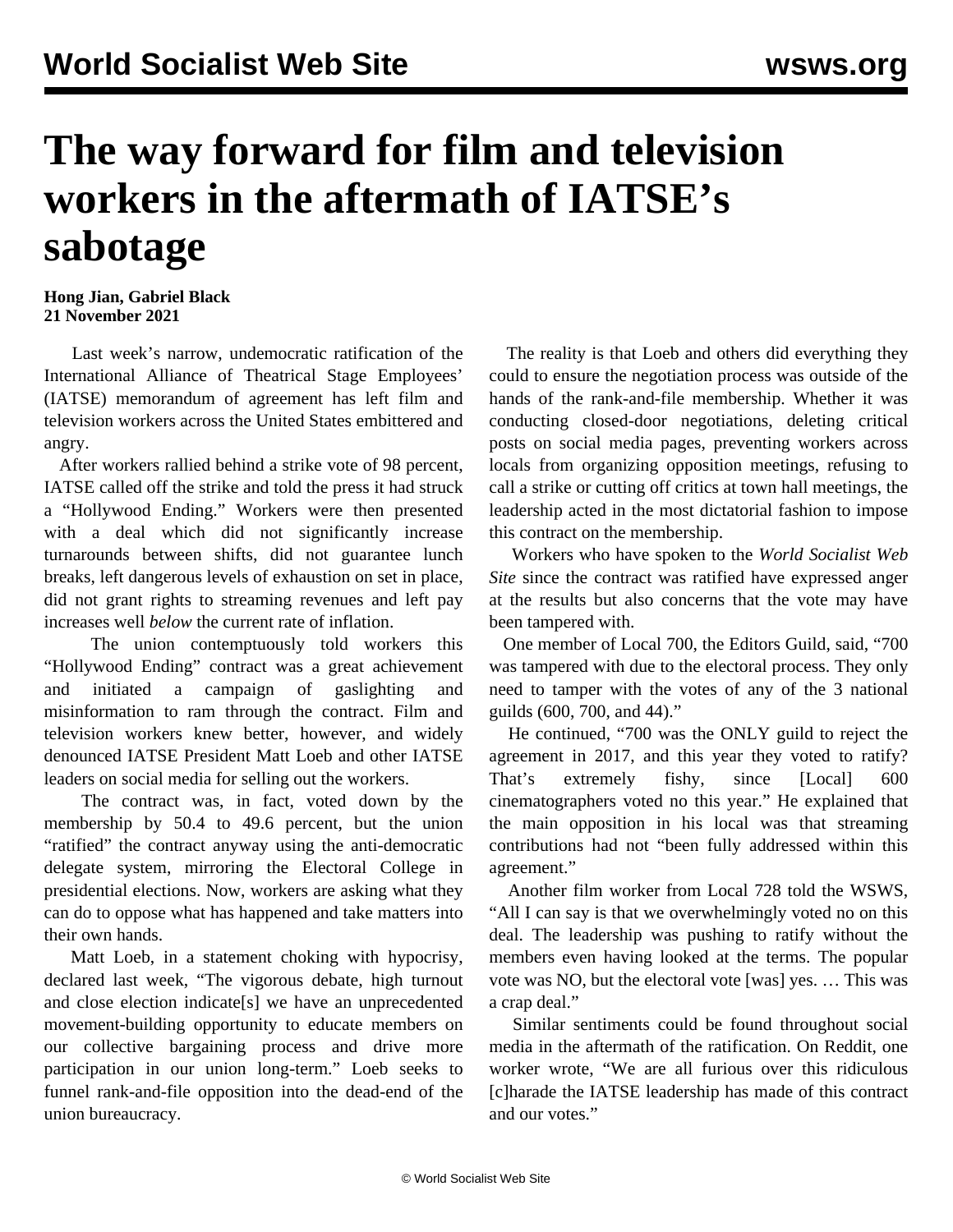# The way forward for film and television workers in the aftermath of IATSE's sabotage

**Hong Jian, Gabriel Black**
**21 November 2021**

Last week's narrow, undemocratic ratification of the International Alliance of Theatrical Stage Employees' (IATSE) memorandum of agreement has left film and television workers across the United States embittered and angry.

After workers rallied behind a strike vote of 98 percent, IATSE called off the strike and told the press it had struck a "Hollywood Ending." Workers were then presented with a deal which did not significantly increase turnarounds between shifts, did not guarantee lunch breaks, left dangerous levels of exhaustion on set in place, did not grant rights to streaming revenues and left pay increases well *below* the current rate of inflation.

The union contemptuously told workers this "Hollywood Ending" contract was a great achievement and initiated a campaign of gaslighting and misinformation to ram through the contract. Film and television workers knew better, however, and widely denounced IATSE President Matt Loeb and other IATSE leaders on social media for selling out the workers.

The contract was, in fact, voted down by the membership by 50.4 to 49.6 percent, but the union "ratified" the contract anyway using the anti-democratic delegate system, mirroring the Electoral College in presidential elections. Now, workers are asking what they can do to oppose what has happened and take matters into their own hands.

Matt Loeb, in a statement choking with hypocrisy, declared last week, "The vigorous debate, high turnout and close election indicate[s] we have an unprecedented movement-building opportunity to educate members on our collective bargaining process and drive more participation in our union long-term." Loeb seeks to funnel rank-and-file opposition into the dead-end of the union bureaucracy.

The reality is that Loeb and others did everything they could to ensure the negotiation process was outside of the hands of the rank-and-file membership. Whether it was conducting closed-door negotiations, deleting critical posts on social media pages, preventing workers across locals from organizing opposition meetings, refusing to call a strike or cutting off critics at town hall meetings, the leadership acted in the most dictatorial fashion to impose this contract on the membership.

Workers who have spoken to the *World Socialist Web Site* since the contract was ratified have expressed anger at the results but also concerns that the vote may have been tampered with.

One member of Local 700, the Editors Guild, said, "700 was tampered with due to the electoral process. They only need to tamper with the votes of any of the 3 national guilds (600, 700, and 44)."

He continued, "700 was the ONLY guild to reject the agreement in 2017, and this year they voted to ratify? That's extremely fishy, since [Local] 600 cinematographers voted no this year." He explained that the main opposition in his local was that streaming contributions had not "been fully addressed within this agreement."

Another film worker from Local 728 told the WSWS, "All I can say is that we overwhelmingly voted no on this deal. The leadership was pushing to ratify without the members even having looked at the terms. The popular vote was NO, but the electoral vote [was] yes. … This was a crap deal."

Similar sentiments could be found throughout social media in the aftermath of the ratification. On Reddit, one worker wrote, "We are all furious over this ridiculous [c]harade the IATSE leadership has made of this contract and our votes."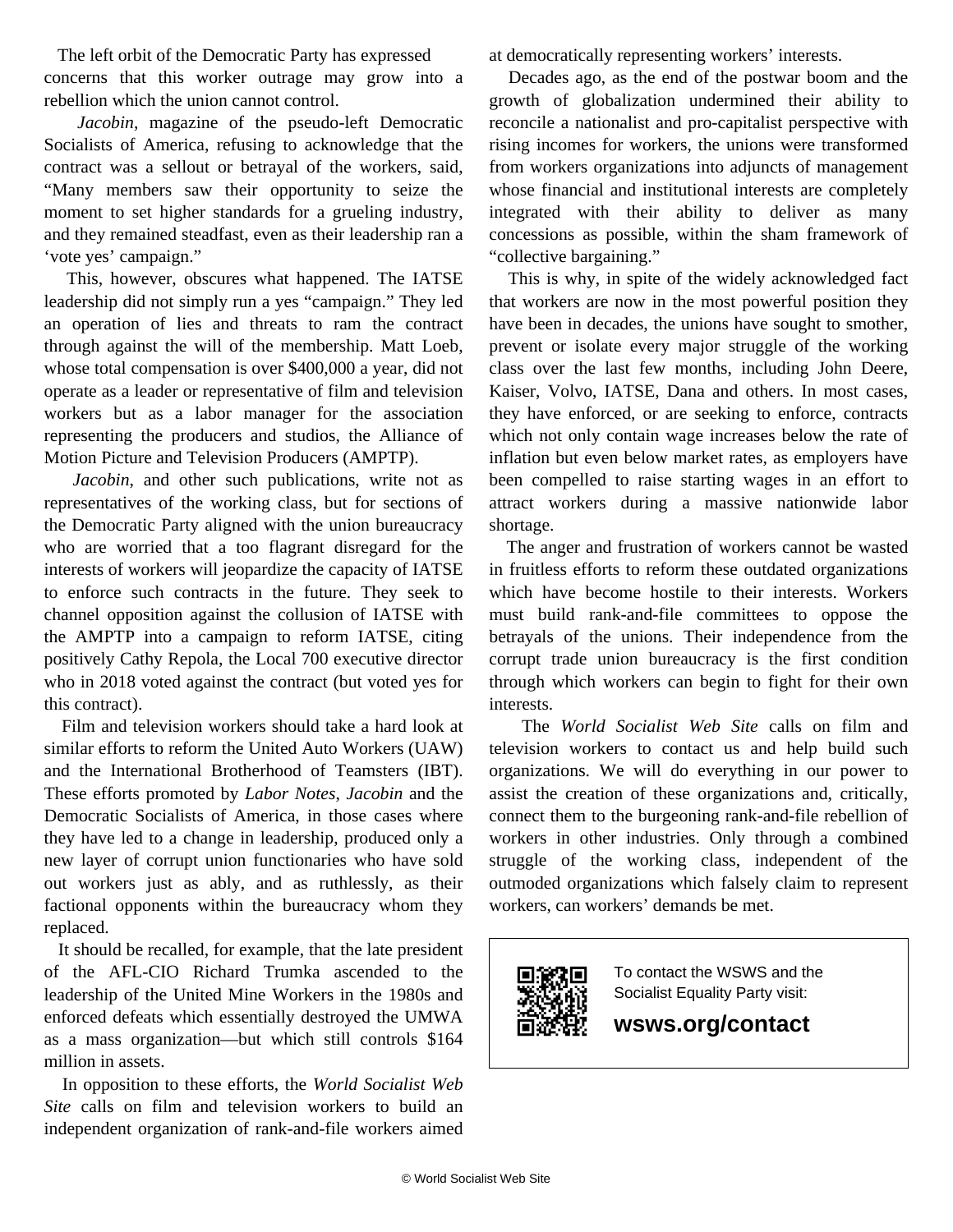The left orbit of the Democratic Party has expressed concerns that this worker outrage may grow into a rebellion which the union cannot control.

*Jacobin*, magazine of the pseudo-left Democratic Socialists of America, refusing to acknowledge that the contract was a sellout or betrayal of the workers, said, "Many members saw their opportunity to seize the moment to set higher standards for a grueling industry, and they remained steadfast, even as their leadership ran a 'vote yes' campaign."

This, however, obscures what happened. The IATSE leadership did not simply run a yes "campaign." They led an operation of lies and threats to ram the contract through against the will of the membership. Matt Loeb, whose total compensation is over $400,000 a year, did not operate as a leader or representative of film and television workers but as a labor manager for the association representing the producers and studios, the Alliance of Motion Picture and Television Producers (AMPTP).

*Jacobin*, and other such publications, write not as representatives of the working class, but for sections of the Democratic Party aligned with the union bureaucracy who are worried that a too flagrant disregard for the interests of workers will jeopardize the capacity of IATSE to enforce such contracts in the future. They seek to channel opposition against the collusion of IATSE with the AMPTP into a campaign to reform IATSE, citing positively Cathy Repola, the Local 700 executive director who in 2018 voted against the contract (but voted yes for this contract).

Film and television workers should take a hard look at similar efforts to reform the United Auto Workers (UAW) and the International Brotherhood of Teamsters (IBT). These efforts promoted by *Labor Notes*, *Jacobin* and the Democratic Socialists of America, in those cases where they have led to a change in leadership, produced only a new layer of corrupt union functionaries who have sold out workers just as ably, and as ruthlessly, as their factional opponents within the bureaucracy whom they replaced.

It should be recalled, for example, that the late president of the AFL-CIO Richard Trumka ascended to the leadership of the United Mine Workers in the 1980s and enforced defeats which essentially destroyed the UMWA as a mass organization—but which still controls $164 million in assets.

In opposition to these efforts, the *World Socialist Web Site* calls on film and television workers to build an independent organization of rank-and-file workers aimed at democratically representing workers' interests.

Decades ago, as the end of the postwar boom and the growth of globalization undermined their ability to reconcile a nationalist and pro-capitalist perspective with rising incomes for workers, the unions were transformed from workers organizations into adjuncts of management whose financial and institutional interests are completely integrated with their ability to deliver as many concessions as possible, within the sham framework of "collective bargaining."

This is why, in spite of the widely acknowledged fact that workers are now in the most powerful position they have been in decades, the unions have sought to smother, prevent or isolate every major struggle of the working class over the last few months, including John Deere, Kaiser, Volvo, IATSE, Dana and others. In most cases, they have enforced, or are seeking to enforce, contracts which not only contain wage increases below the rate of inflation but even below market rates, as employers have been compelled to raise starting wages in an effort to attract workers during a massive nationwide labor shortage.

The anger and frustration of workers cannot be wasted in fruitless efforts to reform these outdated organizations which have become hostile to their interests. Workers must build rank-and-file committees to oppose the betrayals of the unions. Their independence from the corrupt trade union bureaucracy is the first condition through which workers can begin to fight for their own interests.

The *World Socialist Web Site* calls on film and television workers to contact us and help build such organizations. We will do everything in our power to assist the creation of these organizations and, critically, connect them to the burgeoning rank-and-file rebellion of workers in other industries. Only through a combined struggle of the working class, independent of the outmoded organizations which falsely claim to represent workers, can workers' demands be met.

To contact the WSWS and the Socialist Equality Party visit:

**wsws.org/contact**